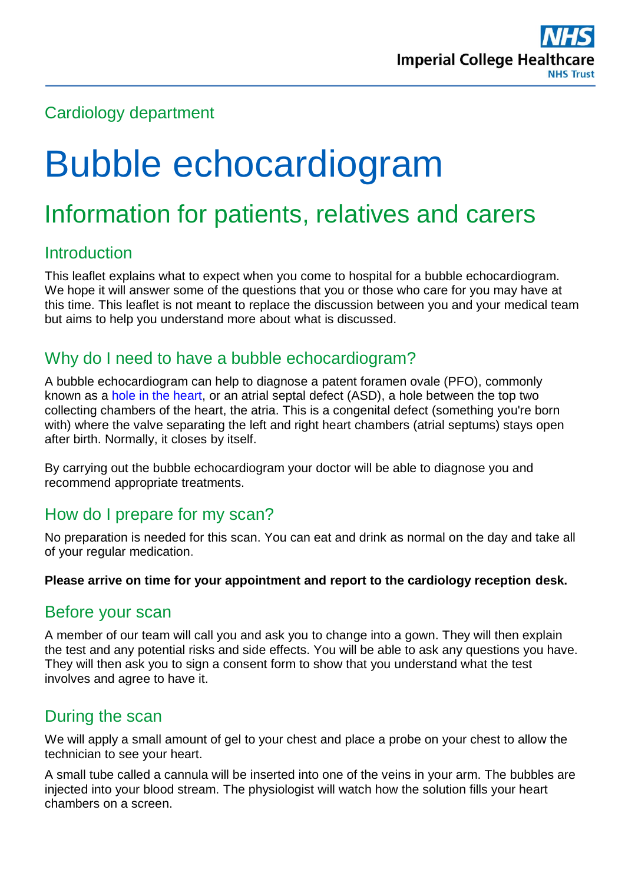Imperial College Healthcare NHS Trust

Cardiology department

# Bubble echocardiogram

## Information for patients, relatives and carers

### Introduction

This leaflet explains what to expect when you come to hospital for a bubble echocardiogram. We hope it will answer some of the questions that you or those who care for you may have at this time. This leaflet is not meant to replace the discussion between you and your medical team but aims to help you understand more about what is discussed.

### Why do I need to have a bubble echocardiogram?

A bubble echocardiogram can help to diagnose a patent foramen ovale (PFO), commonly known as a hole in the heart, or an atrial septal defect (ASD), a hole between the top two collecting chambers of the heart, the atria. This is a congenital defect (something you're born with) where the valve separating the left and right heart chambers (atrial septums) stays open after birth. Normally, it closes by itself.

By carrying out the bubble echocardiogram your doctor will be able to diagnose you and recommend appropriate treatments.

### How do I prepare for my scan?

No preparation is needed for this scan. You can eat and drink as normal on the day and take all of your regular medication.

**Please arrive on time for your appointment and report to the cardiology reception desk.**

### Before your scan

A member of our team will call you and ask you to change into a gown. They will then explain the test and any potential risks and side effects. You will be able to ask any questions you have. They will then ask you to sign a consent form to show that you understand what the test involves and agree to have it.

### During the scan

We will apply a small amount of gel to your chest and place a probe on your chest to allow the technician to see your heart.

A small tube called a cannula will be inserted into one of the veins in your arm. The bubbles are injected into your blood stream. The physiologist will watch how the solution fills your heart chambers on a screen.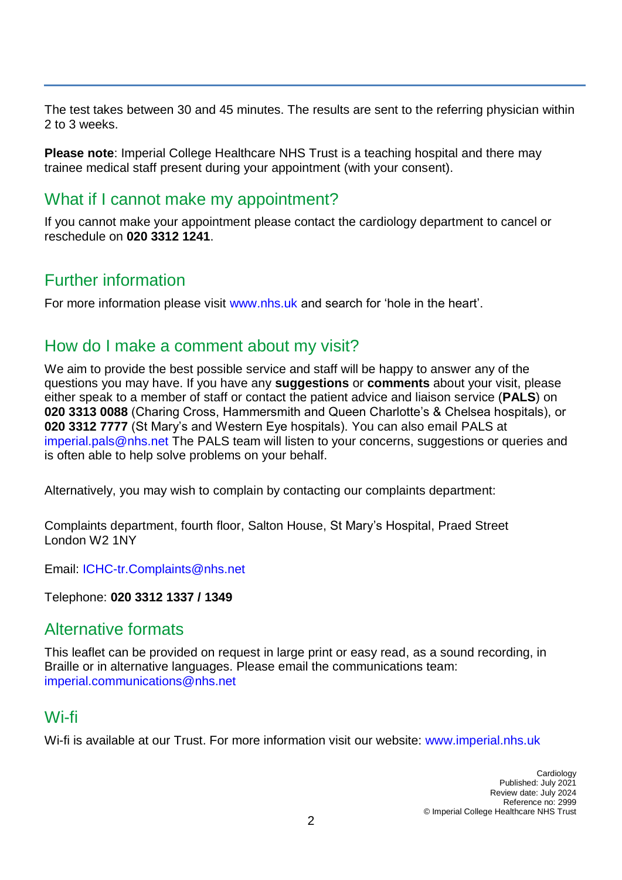The test takes between 30 and 45 minutes. The results are sent to the referring physician within 2 to 3 weeks.

**Please note**: Imperial College Healthcare NHS Trust is a teaching hospital and there may trainee medical staff present during your appointment (with your consent).

## What if I cannot make my appointment?

If you cannot make your appointment please contact the cardiology department to cancel or reschedule on **020 3312 1241**.

## Further information

For more information please visit www.nhs.uk and search for 'hole in the heart'.

## How do I make a comment about my visit?

We aim to provide the best possible service and staff will be happy to answer any of the questions you may have. If you have any **suggestions** or **comments** about your visit, please either speak to a member of staff or contact the patient advice and liaison service (**PALS**) on **020 3313 0088** (Charing Cross, Hammersmith and Queen Charlotte's & Chelsea hospitals), or **020 3312 7777** (St Mary's and Western Eye hospitals). You can also email PALS at imperial.pals@nhs.net The PALS team will listen to your concerns, suggestions or queries and is often able to help solve problems on your behalf.

Alternatively, you may wish to complain by contacting our complaints department:

Complaints department, fourth floor, Salton House, St Mary's Hospital, Praed Street
London W2 1NY

Email: ICHC-tr.Complaints@nhs.net

Telephone: **020 3312 1337 / 1349**

## Alternative formats

This leaflet can be provided on request in large print or easy read, as a sound recording, in Braille or in alternative languages. Please email the communications team: imperial.communications@nhs.net

## Wi-fi

Wi-fi is available at our Trust. For more information visit our website: www.imperial.nhs.uk

Cardiology
Published: July 2021
Review date: July 2024
Reference no: 2999
© Imperial College Healthcare NHS Trust